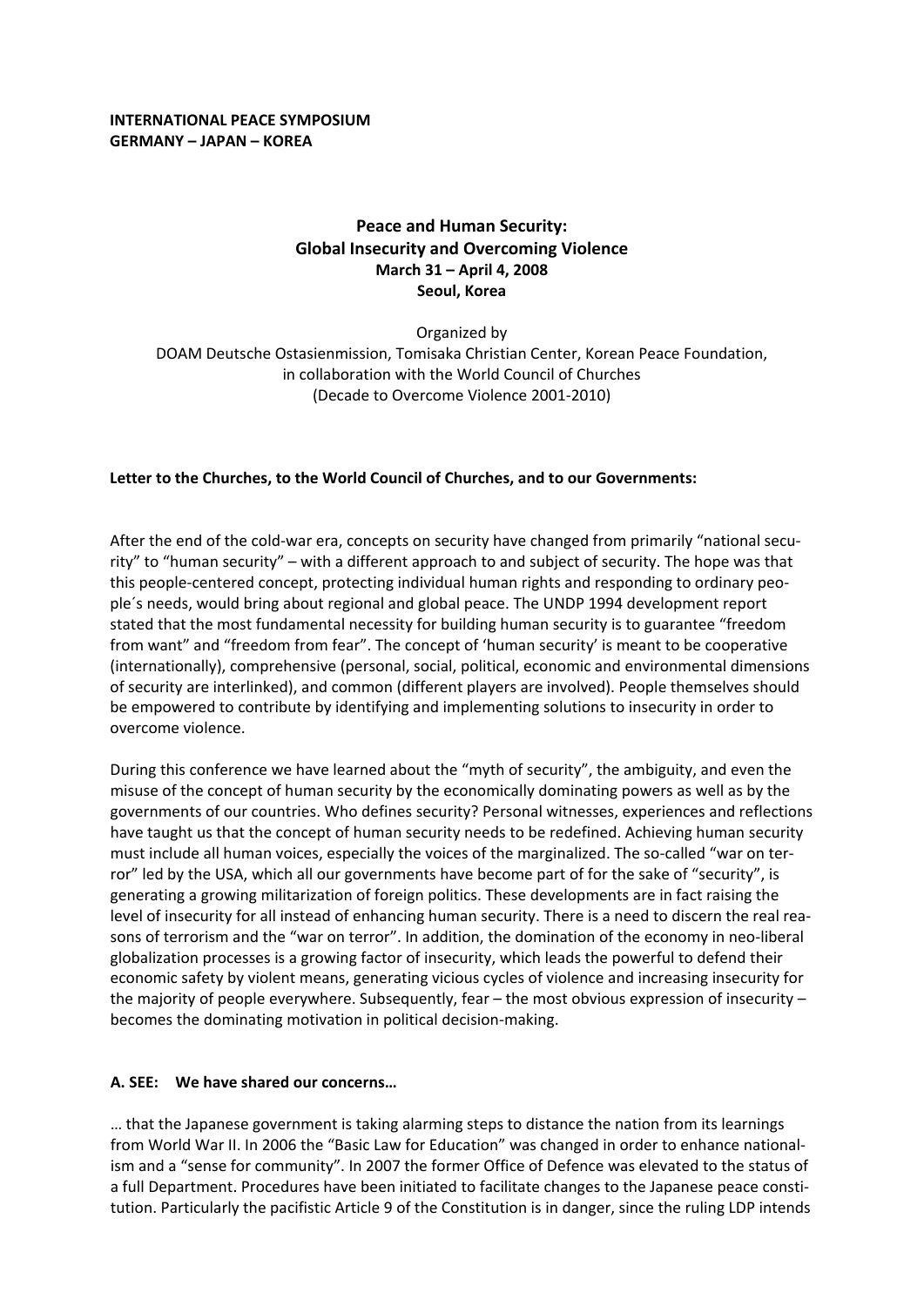**INTERNATIONAL PEACE SYMPOSIUM**
**GERMANY – JAPAN – KOREA**

## Peace and Human Security: Global Insecurity and Overcoming Violence

**March 31 – April 4, 2008**
**Seoul, Korea**

Organized by
DOAM Deutsche Ostasienmission, Tomisaka Christian Center, Korean Peace Foundation, in collaboration with the World Council of Churches
(Decade to Overcome Violence 2001-2010)

**Letter to the Churches, to the World Council of Churches, and to our Governments:**

After the end of the cold-war era, concepts on security have changed from primarily "national security" to "human security" – with a different approach to and subject of security. The hope was that this people-centered concept, protecting individual human rights and responding to ordinary people´s needs, would bring about regional and global peace. The UNDP 1994 development report stated that the most fundamental necessity for building human security is to guarantee "freedom from want" and "freedom from fear". The concept of 'human security' is meant to be cooperative (internationally), comprehensive (personal, social, political, economic and environmental dimensions of security are interlinked), and common (different players are involved). People themselves should be empowered to contribute by identifying and implementing solutions to insecurity in order to overcome violence.

During this conference we have learned about the "myth of security", the ambiguity, and even the misuse of the concept of human security by the economically dominating powers as well as by the governments of our countries. Who defines security? Personal witnesses, experiences and reflections have taught us that the concept of human security needs to be redefined. Achieving human security must include all human voices, especially the voices of the marginalized. The so-called "war on terror" led by the USA, which all our governments have become part of for the sake of "security", is generating a growing militarization of foreign politics. These developments are in fact raising the level of insecurity for all instead of enhancing human security. There is a need to discern the real reasons of terrorism and the "war on terror". In addition, the domination of the economy in neo-liberal globalization processes is a growing factor of insecurity, which leads the powerful to defend their economic safety by violent means, generating vicious cycles of violence and increasing insecurity for the majority of people everywhere. Subsequently, fear – the most obvious expression of insecurity – becomes the dominating motivation in political decision-making.

**A. SEE: We have shared our concerns…**

… that the Japanese government is taking alarming steps to distance the nation from its learnings from World War II. In 2006 the "Basic Law for Education" was changed in order to enhance nationalism and a "sense for community". In 2007 the former Office of Defence was elevated to the status of a full Department. Procedures have been initiated to facilitate changes to the Japanese peace constitution. Particularly the pacifistic Article 9 of the Constitution is in danger, since the ruling LDP intends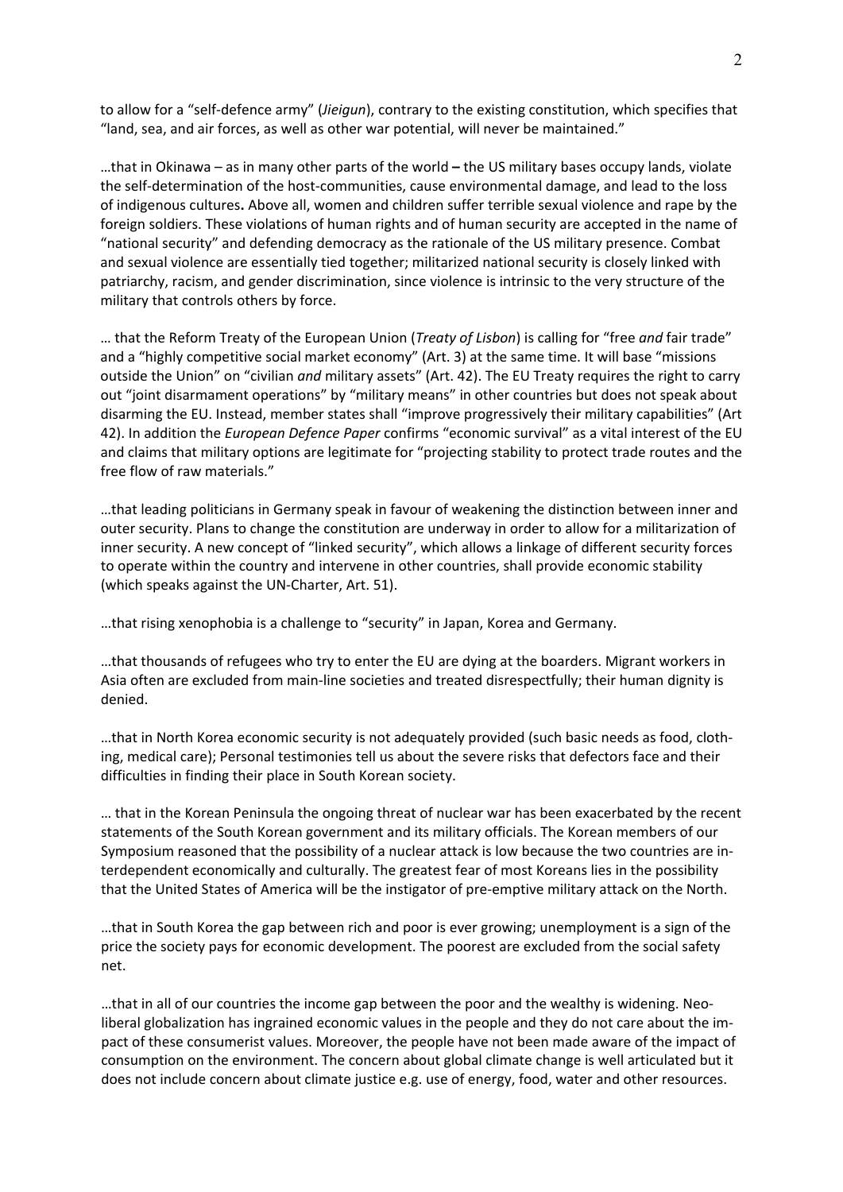to allow for a "self-defence army" (*Jieigun*), contrary to the existing constitution, which specifies that "land, sea, and air forces, as well as other war potential, will never be maintained."

…that in Okinawa – as in many other parts of the world **–** the US military bases occupy lands, violate the self-determination of the host-communities, cause environmental damage, and lead to the loss of indigenous cultures**.** Above all, women and children suffer terrible sexual violence and rape by the foreign soldiers. These violations of human rights and of human security are accepted in the name of "national security" and defending democracy as the rationale of the US military presence. Combat and sexual violence are essentially tied together; militarized national security is closely linked with patriarchy, racism, and gender discrimination, since violence is intrinsic to the very structure of the military that controls others by force.

… that the Reform Treaty of the European Union (*Treaty of Lisbon*) is calling for "free *and* fair trade" and a "highly competitive social market economy" (Art. 3) at the same time. It will base "missions outside the Union" on "civilian *and* military assets" (Art. 42). The EU Treaty requires the right to carry out "joint disarmament operations" by "military means" in other countries but does not speak about disarming the EU. Instead, member states shall "improve progressively their military capabilities" (Art 42). In addition the *European Defence Paper* confirms "economic survival" as a vital interest of the EU and claims that military options are legitimate for "projecting stability to protect trade routes and the free flow of raw materials."

…that leading politicians in Germany speak in favour of weakening the distinction between inner and outer security. Plans to change the constitution are underway in order to allow for a militarization of inner security. A new concept of "linked security", which allows a linkage of different security forces to operate within the country and intervene in other countries, shall provide economic stability (which speaks against the UN-Charter, Art. 51).

…that rising xenophobia is a challenge to "security" in Japan, Korea and Germany.

…that thousands of refugees who try to enter the EU are dying at the boarders. Migrant workers in Asia often are excluded from main-line societies and treated disrespectfully; their human dignity is denied.

…that in North Korea economic security is not adequately provided (such basic needs as food, clothing, medical care); Personal testimonies tell us about the severe risks that defectors face and their difficulties in finding their place in South Korean society.

… that in the Korean Peninsula the ongoing threat of nuclear war has been exacerbated by the recent statements of the South Korean government and its military officials. The Korean members of our Symposium reasoned that the possibility of a nuclear attack is low because the two countries are interdependent economically and culturally. The greatest fear of most Koreans lies in the possibility that the United States of America will be the instigator of pre-emptive military attack on the North.

…that in South Korea the gap between rich and poor is ever growing; unemployment is a sign of the price the society pays for economic development. The poorest are excluded from the social safety net.

…that in all of our countries the income gap between the poor and the wealthy is widening. Neoliberal globalization has ingrained economic values in the people and they do not care about the impact of these consumerist values. Moreover, the people have not been made aware of the impact of consumption on the environment. The concern about global climate change is well articulated but it does not include concern about climate justice e.g. use of energy, food, water and other resources.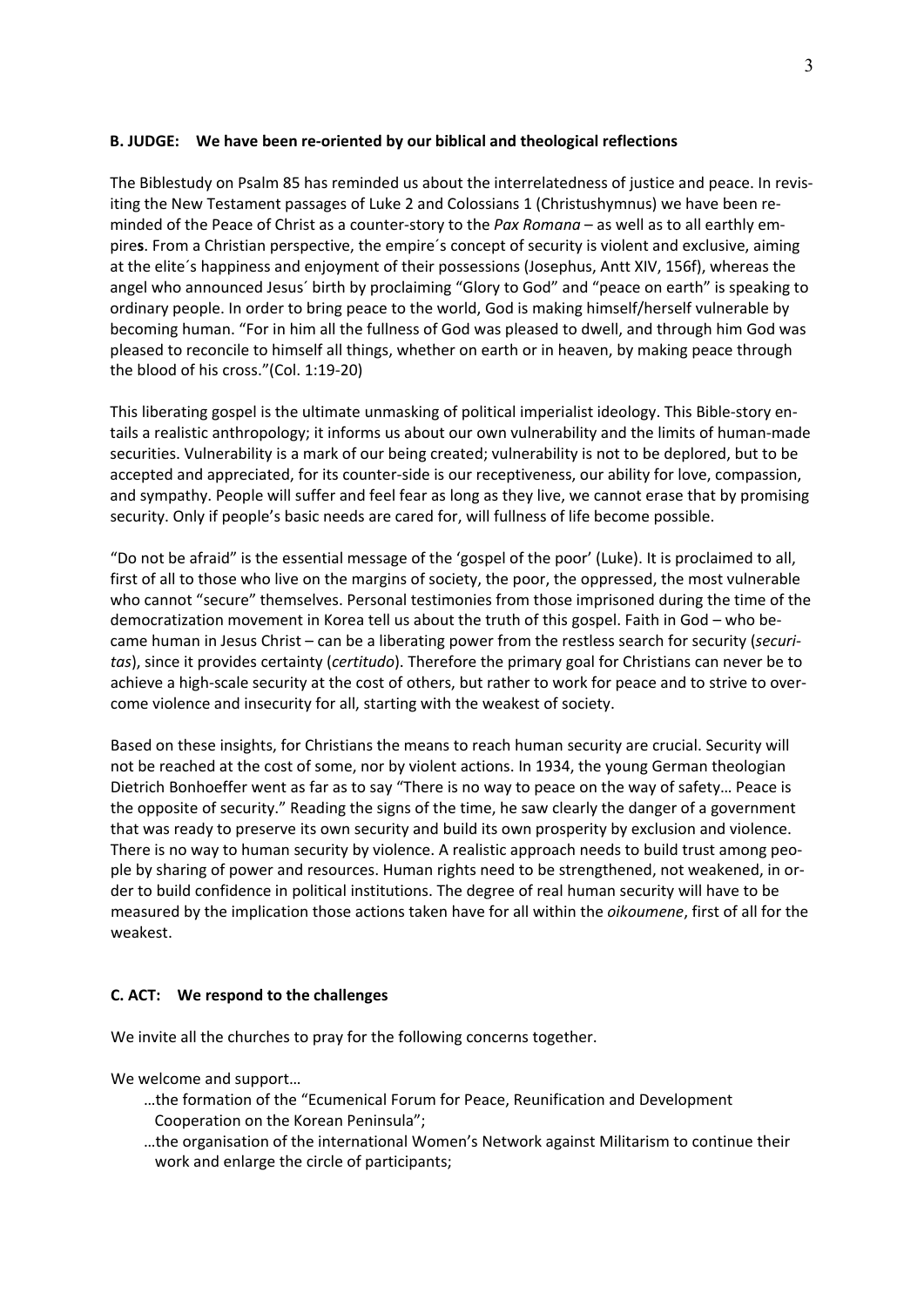## B. JUDGE: We have been re-oriented by our biblical and theological reflections

The Biblestudy on Psalm 85 has reminded us about the interrelatedness of justice and peace. In revisiting the New Testament passages of Luke 2 and Colossians 1 (Christushymnus) we have been reminded of the Peace of Christ as a counter-story to the *Pax Romana* – as well as to all earthly empire**s**. From a Christian perspective, the empire´s concept of security is violent and exclusive, aiming at the elite´s happiness and enjoyment of their possessions (Josephus, Antt XIV, 156f), whereas the angel who announced Jesus´ birth by proclaiming "Glory to God" and "peace on earth" is speaking to ordinary people. In order to bring peace to the world, God is making himself/herself vulnerable by becoming human. "For in him all the fullness of God was pleased to dwell, and through him God was pleased to reconcile to himself all things, whether on earth or in heaven, by making peace through the blood of his cross."(Col. 1:19-20)

This liberating gospel is the ultimate unmasking of political imperialist ideology. This Bible-story entails a realistic anthropology; it informs us about our own vulnerability and the limits of human-made securities. Vulnerability is a mark of our being created; vulnerability is not to be deplored, but to be accepted and appreciated, for its counter-side is our receptiveness, our ability for love, compassion, and sympathy. People will suffer and feel fear as long as they live, we cannot erase that by promising security. Only if people's basic needs are cared for, will fullness of life become possible.

"Do not be afraid" is the essential message of the 'gospel of the poor' (Luke). It is proclaimed to all, first of all to those who live on the margins of society, the poor, the oppressed, the most vulnerable who cannot "secure" themselves. Personal testimonies from those imprisoned during the time of the democratization movement in Korea tell us about the truth of this gospel. Faith in God – who became human in Jesus Christ – can be a liberating power from the restless search for security (*securitas*), since it provides certainty (*certitudo*). Therefore the primary goal for Christians can never be to achieve a high-scale security at the cost of others, but rather to work for peace and to strive to overcome violence and insecurity for all, starting with the weakest of society.

Based on these insights, for Christians the means to reach human security are crucial. Security will not be reached at the cost of some, nor by violent actions. In 1934, the young German theologian Dietrich Bonhoeffer went as far as to say "There is no way to peace on the way of safety… Peace is the opposite of security." Reading the signs of the time, he saw clearly the danger of a government that was ready to preserve its own security and build its own prosperity by exclusion and violence. There is no way to human security by violence. A realistic approach needs to build trust among people by sharing of power and resources. Human rights need to be strengthened, not weakened, in order to build confidence in political institutions. The degree of real human security will have to be measured by the implication those actions taken have for all within the *oikoumene*, first of all for the weakest.

## C. ACT: We respond to the challenges

We invite all the churches to pray for the following concerns together.

We welcome and support…

- …the formation of the "Ecumenical Forum for Peace, Reunification and Development Cooperation on the Korean Peninsula";
- …the organisation of the international Women's Network against Militarism to continue their work and enlarge the circle of participants;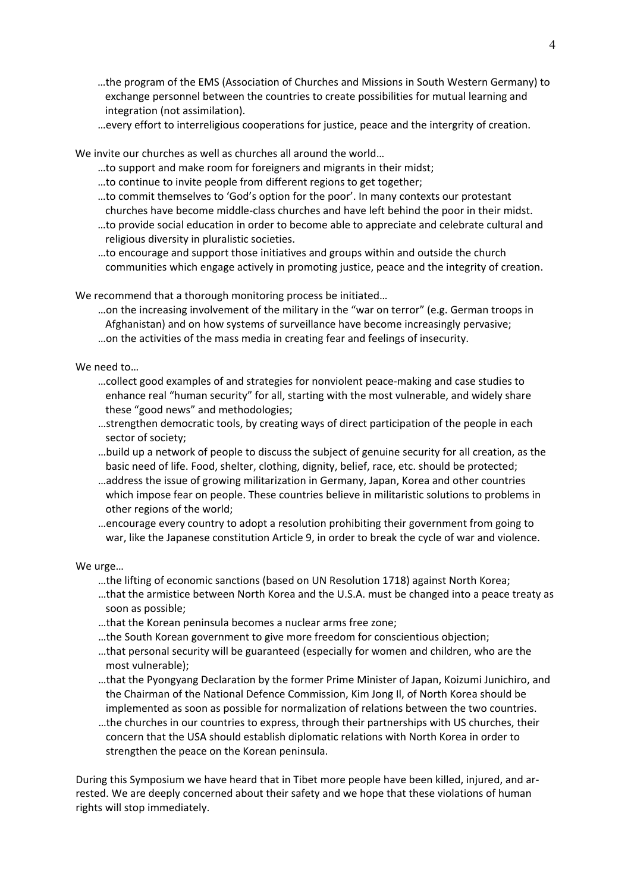…the program of the EMS (Association of Churches and Missions in South Western Germany) to exchange personnel between the countries to create possibilities for mutual learning and integration (not assimilation).

…every effort to interreligious cooperations for justice, peace and the intergrity of creation.

We invite our churches as well as churches all around the world…

…to support and make room for foreigners and migrants in their midst;

…to continue to invite people from different regions to get together;

…to commit themselves to 'God's option for the poor'. In many contexts our protestant churches have become middle-class churches and have left behind the poor in their midst.

…to provide social education in order to become able to appreciate and celebrate cultural and religious diversity in pluralistic societies.

…to encourage and support those initiatives and groups within and outside the church communities which engage actively in promoting justice, peace and the integrity of creation.

We recommend that a thorough monitoring process be initiated…

…on the increasing involvement of the military in the "war on terror" (e.g. German troops in Afghanistan) and on how systems of surveillance have become increasingly pervasive;

…on the activities of the mass media in creating fear and feelings of insecurity.

We need to…

…collect good examples of and strategies for nonviolent peace-making and case studies to enhance real "human security" for all, starting with the most vulnerable, and widely share these "good news" and methodologies;

…strengthen democratic tools, by creating ways of direct participation of the people in each sector of society;

…build up a network of people to discuss the subject of genuine security for all creation, as the basic need of life. Food, shelter, clothing, dignity, belief, race, etc. should be protected;

…address the issue of growing militarization in Germany, Japan, Korea and other countries which impose fear on people. These countries believe in militaristic solutions to problems in other regions of the world;

…encourage every country to adopt a resolution prohibiting their government from going to war, like the Japanese constitution Article 9, in order to break the cycle of war and violence.

We urge…

…the lifting of economic sanctions (based on UN Resolution 1718) against North Korea;

…that the armistice between North Korea and the U.S.A. must be changed into a peace treaty as soon as possible;

…that the Korean peninsula becomes a nuclear arms free zone;

…the South Korean government to give more freedom for conscientious objection;

…that personal security will be guaranteed (especially for women and children, who are the most vulnerable);

…that the Pyongyang Declaration by the former Prime Minister of Japan, Koizumi Junichiro, and the Chairman of the National Defence Commission, Kim Jong Il, of North Korea should be implemented as soon as possible for normalization of relations between the two countries.

…the churches in our countries to express, through their partnerships with US churches, their concern that the USA should establish diplomatic relations with North Korea in order to strengthen the peace on the Korean peninsula.

During this Symposium we have heard that in Tibet more people have been killed, injured, and arrested. We are deeply concerned about their safety and we hope that these violations of human rights will stop immediately.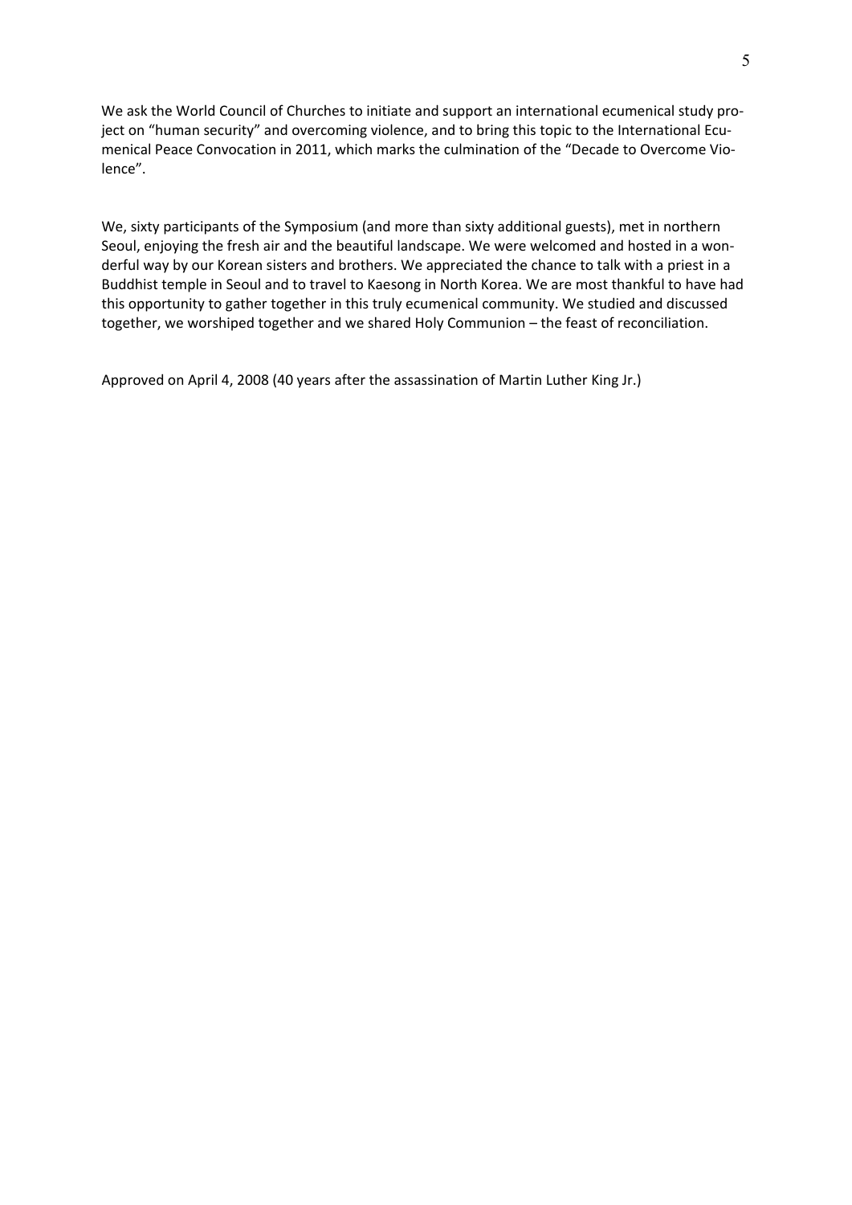We ask the World Council of Churches to initiate and support an international ecumenical study project on "human security" and overcoming violence, and to bring this topic to the International Ecumenical Peace Convocation in 2011, which marks the culmination of the "Decade to Overcome Violence".

We, sixty participants of the Symposium (and more than sixty additional guests), met in northern Seoul, enjoying the fresh air and the beautiful landscape. We were welcomed and hosted in a wonderful way by our Korean sisters and brothers. We appreciated the chance to talk with a priest in a Buddhist temple in Seoul and to travel to Kaesong in North Korea. We are most thankful to have had this opportunity to gather together in this truly ecumenical community. We studied and discussed together, we worshiped together and we shared Holy Communion – the feast of reconciliation.

Approved on April 4, 2008 (40 years after the assassination of Martin Luther King Jr.)